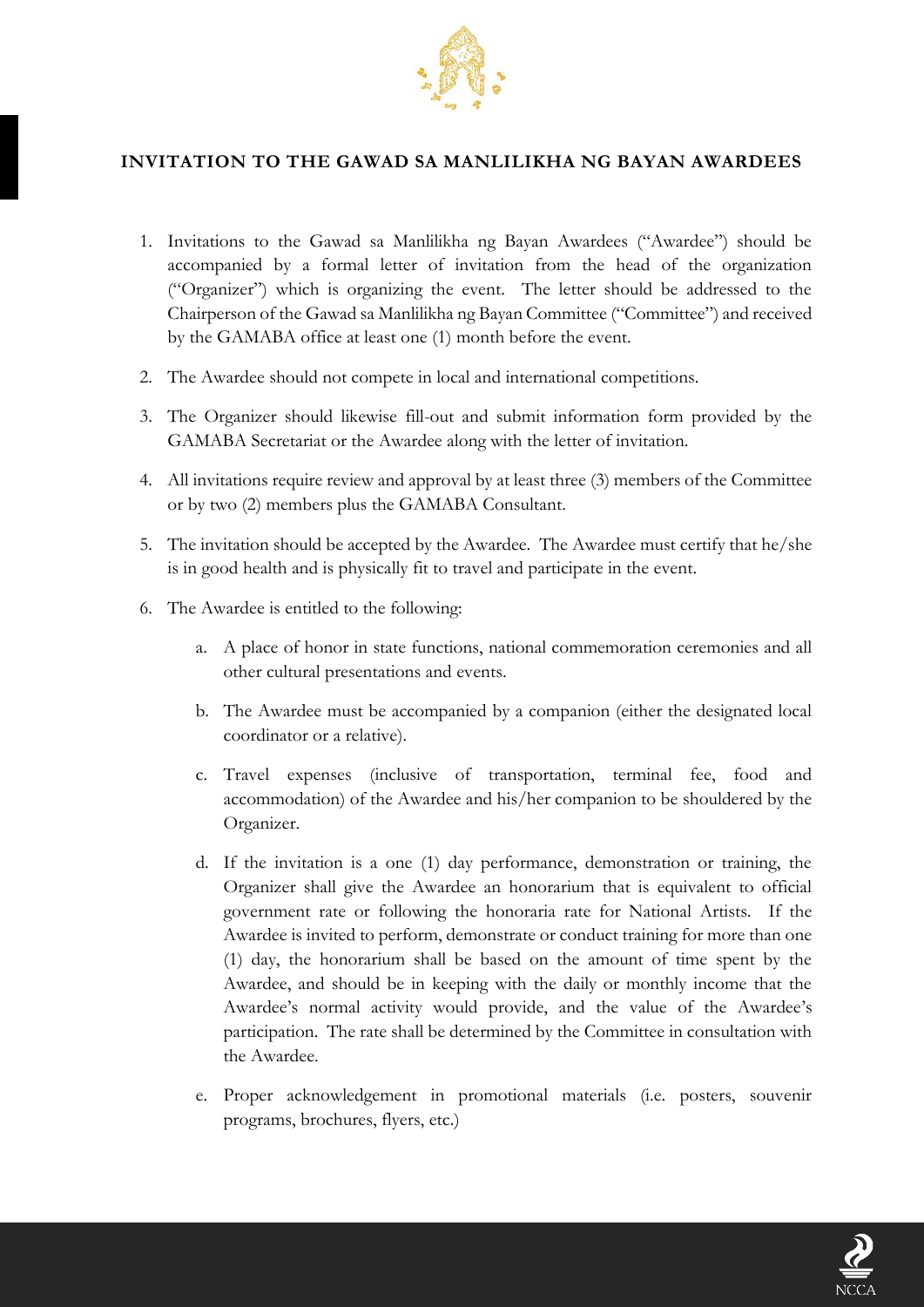## INVITATION TO THE GAWAD SA MANLILIKHA NG BAYAN AWARDEES

1. Invitations to the Gawad sa Manlilikha ng Bayan Awardees ("Awardee") should be accompanied by a formal letter of invitation from the head of the organization ("Organizer") which is organizing the event. The letter should be addressed to the Chairperson of the Gawad sa Manlilikha ng Bayan Committee ("Committee") and received by the GAMABA office at least one (1) month before the event.

2. The Awardee should not compete in local and international competitions.

3. The Organizer should likewise fill-out and submit information form provided by the GAMABA Secretariat or the Awardee along with the letter of invitation.

4. All invitations require review and approval by at least three (3) members of the Committee or by two (2) members plus the GAMABA Consultant.

5. The invitation should be accepted by the Awardee. The Awardee must certify that he/she is in good health and is physically fit to travel and participate in the event.

6. The Awardee is entitled to the following:

   a. A place of honor in state functions, national commemoration ceremonies and all other cultural presentations and events.

   b. The Awardee must be accompanied by a companion (either the designated local coordinator or a relative).

   c. Travel expenses (inclusive of transportation, terminal fee, food and accommodation) of the Awardee and his/her companion to be shouldered by the Organizer.

   d. If the invitation is a one (1) day performance, demonstration or training, the Organizer shall give the Awardee an honorarium that is equivalent to official government rate or following the honoraria rate for National Artists. If the Awardee is invited to perform, demonstrate or conduct training for more than one (1) day, the honorarium shall be based on the amount of time spent by the Awardee, and should be in keeping with the daily or monthly income that the Awardee's normal activity would provide, and the value of the Awardee's participation. The rate shall be determined by the Committee in consultation with the Awardee.

   e. Proper acknowledgement in promotional materials (i.e. posters, souvenir programs, brochures, flyers, etc.)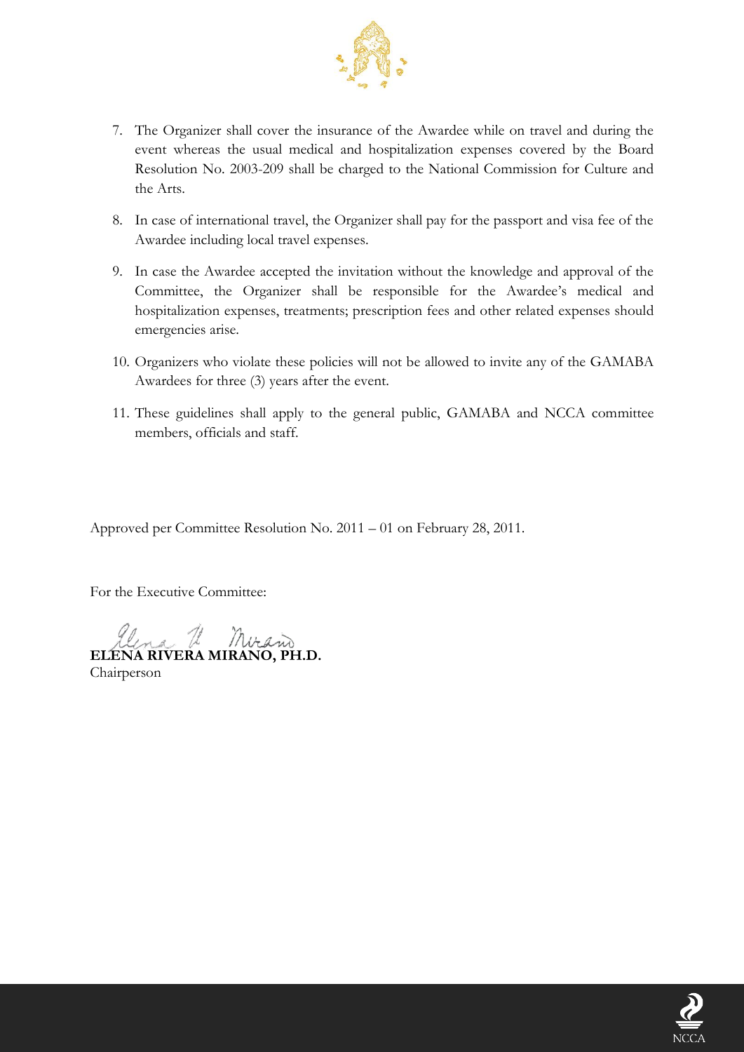7. The Organizer shall cover the insurance of the Awardee while on travel and during the event whereas the usual medical and hospitalization expenses covered by the Board Resolution No. 2003-209 shall be charged to the National Commission for Culture and the Arts.
8. In case of international travel, the Organizer shall pay for the passport and visa fee of the Awardee including local travel expenses.
9. In case the Awardee accepted the invitation without the knowledge and approval of the Committee, the Organizer shall be responsible for the Awardee's medical and hospitalization expenses, treatments; prescription fees and other related expenses should emergencies arise.
10. Organizers who violate these policies will not be allowed to invite any of the GAMABA Awardees for three (3) years after the event.
11. These guidelines shall apply to the general public, GAMABA and NCCA committee members, officials and staff.

Approved per Committee Resolution No. 2011 – 01 on February 28, 2011.

For the Executive Committee:

**ELENA RIVERA MIRANO, PH.D.**
Chairperson